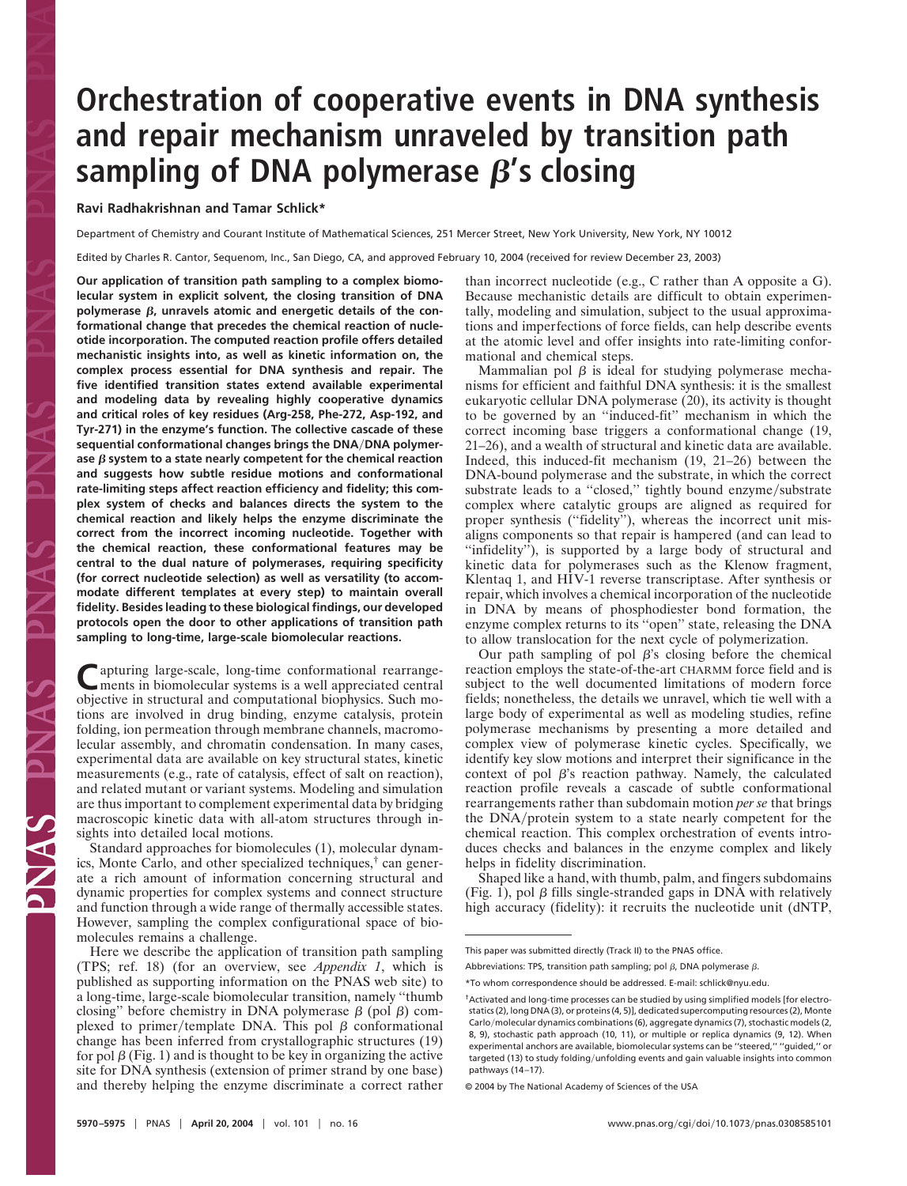# Orchestration of cooperative events in DNA synthesis and repair mechanism unraveled by transition path sampling of DNA polymerase β's closing

**Ravi Radhakrishnan and Tamar Schlick***

Department of Chemistry and Courant Institute of Mathematical Sciences, 251 Mercer Street, New York University, New York, NY 10012

Edited by Charles R. Cantor, Sequenom, Inc., San Diego, CA, and approved February 10, 2004 (received for review December 23, 2003)

**Our application of transition path sampling to a complex biomolecular system in explicit solvent, the closing transition of DNA polymerase β, unravels atomic and energetic details of the conformational change that precedes the chemical reaction of nucleotide incorporation. The computed reaction profile offers detailed mechanistic insights into, as well as kinetic information on, the complex process essential for DNA synthesis and repair. The five identified transition states extend available experimental and modeling data by revealing highly cooperative dynamics and critical roles of key residues (Arg-258, Phe-272, Asp-192, and Tyr-271) in the enzyme's function. The collective cascade of these sequential conformational changes brings the DNA/DNA polymerase β system to a state nearly competent for the chemical reaction and suggests how subtle residue motions and conformational rate-limiting steps affect reaction efficiency and fidelity; this complex system of checks and balances directs the system to the chemical reaction and likely helps the enzyme discriminate the correct from the incorrect incoming nucleotide. Together with the chemical reaction, these conformational features may be central to the dual nature of polymerases, requiring specificity (for correct nucleotide selection) as well as versatility (to accommodate different templates at every step) to maintain overall fidelity. Besides leading to these biological findings, our developed protocols open the door to other applications of transition path sampling to long-time, large-scale biomolecular reactions.**

Capturing large-scale, long-time conformational rearrangements in biomolecular systems is a well appreciated central objective in structural and computational biophysics. Such motions are involved in drug binding, enzyme catalysis, protein folding, ion permeation through membrane channels, macromolecular assembly, and chromatin condensation. In many cases, experimental data are available on key structural states, kinetic measurements (e.g., rate of catalysis, effect of salt on reaction), and related mutant or variant systems. Modeling and simulation are thus important to complement experimental data by bridging macroscopic kinetic data with all-atom structures through insights into detailed local motions.

Standard approaches for biomolecules (1), molecular dynamics, Monte Carlo, and other specialized techniques,† can generate a rich amount of information concerning structural and dynamic properties for complex systems and connect structure and function through a wide range of thermally accessible states. However, sampling the complex configurational space of biomolecules remains a challenge.

Here we describe the application of transition path sampling (TPS; ref. 18) (for an overview, see *Appendix 1*, which is published as supporting information on the PNAS web site) to a long-time, large-scale biomolecular transition, namely "thumb closing" before chemistry in DNA polymerase β (pol β) complexed to primer/template DNA. This pol β conformational change has been inferred from crystallographic structures (19) for pol β (Fig. 1) and is thought to be key in organizing the active site for DNA synthesis (extension of primer strand by one base) and thereby helping the enzyme discriminate a correct rather than incorrect nucleotide (e.g., C rather than A opposite a G). Because mechanistic details are difficult to obtain experimentally, modeling and simulation, subject to the usual approximations and imperfections of force fields, can help describe events at the atomic level and offer insights into rate-limiting conformational and chemical steps.

Mammalian pol β is ideal for studying polymerase mechanisms for efficient and faithful DNA synthesis: it is the smallest eukaryotic cellular DNA polymerase (20), its activity is thought to be governed by an "induced-fit" mechanism in which the correct incoming base triggers a conformational change (19, 21–26), and a wealth of structural and kinetic data are available. Indeed, this induced-fit mechanism (19, 21–26) between the DNA-bound polymerase and the substrate, in which the correct substrate leads to a "closed," tightly bound enzyme/substrate complex where catalytic groups are aligned as required for proper synthesis ("fidelity"), whereas the incorrect unit misaligns components so that repair is hampered (and can lead to "infidelity"), is supported by a large body of structural and kinetic data for polymerases such as the Klenow fragment, Klentaq 1, and HIV-1 reverse transcriptase. After synthesis or repair, which involves a chemical incorporation of the nucleotide in DNA by means of phosphodiester bond formation, the enzyme complex returns to its "open" state, releasing the DNA to allow translocation for the next cycle of polymerization.

Our path sampling of pol β's closing before the chemical reaction employs the state-of-the-art CHARMM force field and is subject to the well documented limitations of modern force fields; nonetheless, the details we unravel, which tie well with a large body of experimental as well as modeling studies, refine polymerase mechanisms by presenting a more detailed and complex view of polymerase kinetic cycles. Specifically, we identify key slow motions and interpret their significance in the context of pol β's reaction pathway. Namely, the calculated reaction profile reveals a cascade of subtle conformational rearrangements rather than subdomain motion *per se* that brings the DNA/protein system to a state nearly competent for the chemical reaction. This complex orchestration of events introduces checks and balances in the enzyme complex and likely helps in fidelity discrimination.

Shaped like a hand, with thumb, palm, and fingers subdomains (Fig. 1), pol β fills single-stranded gaps in DNA with relatively high accuracy (fidelity): it recruits the nucleotide unit (dNTP,

---

This paper was submitted directly (Track II) to the PNAS office.

Abbreviations: TPS, transition path sampling; pol β, DNA polymerase β.

*To whom correspondence should be addressed. E-mail: schlick@nyu.edu.

†Activated and long-time processes can be studied by using simplified models [for electrostatics (2), long DNA (3), or proteins (4, 5)], dedicated supercomputing resources (2), Monte Carlo/molecular dynamics combinations (6), aggregate dynamics (7), stochastic models (2, 8, 9), stochastic path approach (10, 11), or multiple or replica dynamics (9, 12). When experimental anchors are available, biomolecular systems can be "steered," "guided," or targeted (13) to study folding/unfolding events and gain valuable insights into common pathways (14–17).

© 2004 by The National Academy of Sciences of the USA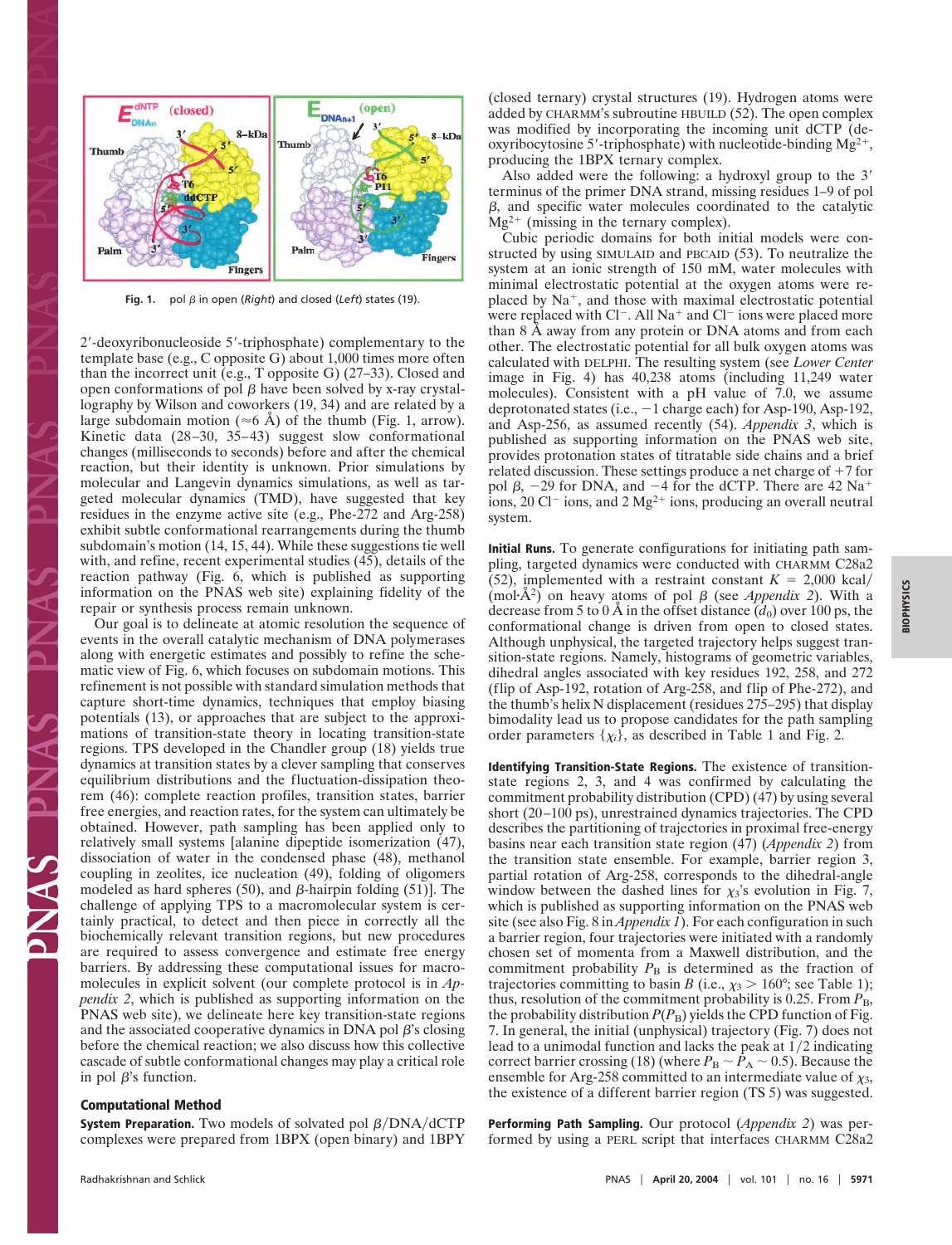Fig. 1. pol β in open (*Right*) and closed (*Left*) states (19).

2′-deoxyribonucleoside 5′-triphosphate) complementary to the template base (e.g., C opposite G) about 1,000 times more often than the incorrect unit (e.g., T opposite G) (27–33). Closed and open conformations of pol β have been solved by x-ray crystallography by Wilson and coworkers (19, 34) and are related by a large subdomain motion (≈6 Å) of the thumb (Fig. 1, arrow). Kinetic data (28–30, 35–43) suggest slow conformational changes (milliseconds to seconds) before and after the chemical reaction, but their identity is unknown. Prior simulations by molecular and Langevin dynamics simulations, as well as targeted molecular dynamics (TMD), have suggested that key residues in the enzyme active site (e.g., Phe-272 and Arg-258) exhibit subtle conformational rearrangements during the thumb subdomain's motion (14, 15, 44). While these suggestions tie well with, and refine, recent experimental studies (45), details of the reaction pathway (Fig. 6, which is published as supporting information on the PNAS web site) explaining fidelity of the repair or synthesis process remain unknown.

Our goal is to delineate at atomic resolution the sequence of events in the overall catalytic mechanism of DNA polymerases along with energetic estimates and possibly to refine the schematic view of Fig. 6, which focuses on subdomain motions. This refinement is not possible with standard simulation methods that capture short-time dynamics, techniques that employ biasing potentials (13), or approaches that are subject to the approximations of transition-state theory in locating transition-state regions. TPS developed in the Chandler group (18) yields true dynamics at transition states by a clever sampling that conserves equilibrium distributions and the fluctuation-dissipation theorem (46): complete reaction profiles, transition states, barrier free energies, and reaction rates, for the system can ultimately be obtained. However, path sampling has been applied only to relatively small systems [alanine dipeptide isomerization (47), dissociation of water in the condensed phase (48), methanol coupling in zeolites, ice nucleation (49), folding of oligomers modeled as hard spheres (50), and β-hairpin folding (51)]. The challenge of applying TPS to a macromolecular system is certainly practical, to detect and then piece in correctly all the biochemically relevant transition regions, but new procedures are required to assess convergence and estimate free energy barriers. By addressing these computational issues for macromolecules in explicit solvent (our complete protocol is in *Appendix 2*, which is published as supporting information on the PNAS web site), we delineate here key transition-state regions and the associated cooperative dynamics in DNA pol β's closing before the chemical reaction; we also discuss how this collective cascade of subtle conformational changes may play a critical role in pol β's function.

## Computational Method

**System Preparation.** Two models of solvated pol β/DNA/dCTP complexes were prepared from 1BPX (open binary) and 1BPY (closed ternary) crystal structures (19). Hydrogen atoms were added by CHARMM's subroutine HBUILD (52). The open complex was modified by incorporating the incoming unit dCTP (deoxyribocytosine 5′-triphosphate) with nucleotide-binding $Mg^{2+}$, producing the 1BPX ternary complex.

Also added were the following: a hydroxyl group to the 3′ terminus of the primer DNA strand, missing residues 1–9 of pol β, and specific water molecules coordinated to the catalytic $Mg^{2+}$ (missing in the ternary complex).

Cubic periodic domains for both initial models were constructed by using SIMULAID and PBCAID (53). To neutralize the system at an ionic strength of 150 mM, water molecules with minimal electrostatic potential at the oxygen atoms were replaced by $Na^+$, and those with maximal electrostatic potential were replaced with $Cl^-$. All $Na^+$ and $Cl^-$ ions were placed more than 8 Å away from any protein or DNA atoms and from each other. The electrostatic potential for all bulk oxygen atoms was calculated with DELPHI. The resulting system (see *Lower Center* image in Fig. 4) has 40,238 atoms (including 11,249 water molecules). Consistent with a pH value of 7.0, we assume deprotonated states (i.e., −1 charge each) for Asp-190, Asp-192, and Asp-256, as assumed recently (54). *Appendix 3*, which is published as supporting information on the PNAS web site, provides protonation states of titratable side chains and a brief related discussion. These settings produce a net charge of +7 for pol β, −29 for DNA, and −4 for the dCTP. There are 42 $Na^+$ ions, 20 $Cl^-$ ions, and 2 $Mg^{2+}$ ions, producing an overall neutral system.

**Initial Runs.** To generate configurations for initiating path sampling, targeted dynamics were conducted with CHARMM C28a2 (52), implemented with a restraint constant $K = 2{,}000$ kcal/(mol·Å$^2$) on heavy atoms of pol β (see *Appendix 2*). With a decrease from 5 to 0 Å in the offset distance ($d_0$) over 100 ps, the conformational change is driven from open to closed states. Although unphysical, the targeted trajectory helps suggest transition-state regions. Namely, histograms of geometric variables, dihedral angles associated with key residues 192, 258, and 272 (flip of Asp-192, rotation of Arg-258, and flip of Phe-272), and the thumb's helix N displacement (residues 275–295) that display bimodality lead us to propose candidates for the path sampling order parameters $\{\chi_i\}$, as described in Table 1 and Fig. 2.

**Identifying Transition-State Regions.** The existence of transition-state regions 2, 3, and 4 was confirmed by calculating the commitment probability distribution (CPD) (47) by using several short (20–100 ps), unrestrained dynamics trajectories. The CPD describes the partitioning of trajectories in proximal free-energy basins near each transition state region (47) (*Appendix 2*) from the transition state ensemble. For example, barrier region 3, partial rotation of Arg-258, corresponds to the dihedral-angle window between the dashed lines for $\chi_3$'s evolution in Fig. 7, which is published as supporting information on the PNAS web site (see also Fig. 8 in *Appendix 1*). For each configuration in such a barrier region, four trajectories were initiated with a randomly chosen set of momenta from a Maxwell distribution, and the commitment probability $P_B$ is determined as the fraction of trajectories committing to basin *B* (i.e., $\chi_3 > 160°$; see Table 1); thus, resolution of the commitment probability is 0.25. From $P_B$, the probability distribution $P(P_B)$ yields the CPD function of Fig. 7. In general, the initial (unphysical) trajectory (Fig. 7) does not lead to a unimodal function and lacks the peak at 1/2 indicating correct barrier crossing (18) (where $P_B \sim P_A \sim 0.5$). Because the ensemble for Arg-258 committed to an intermediate value of $\chi_3$, the existence of a different barrier region (TS 5) was suggested.

**Performing Path Sampling.** Our protocol (*Appendix 2*) was performed by using a PERL script that interfaces CHARMM C28a2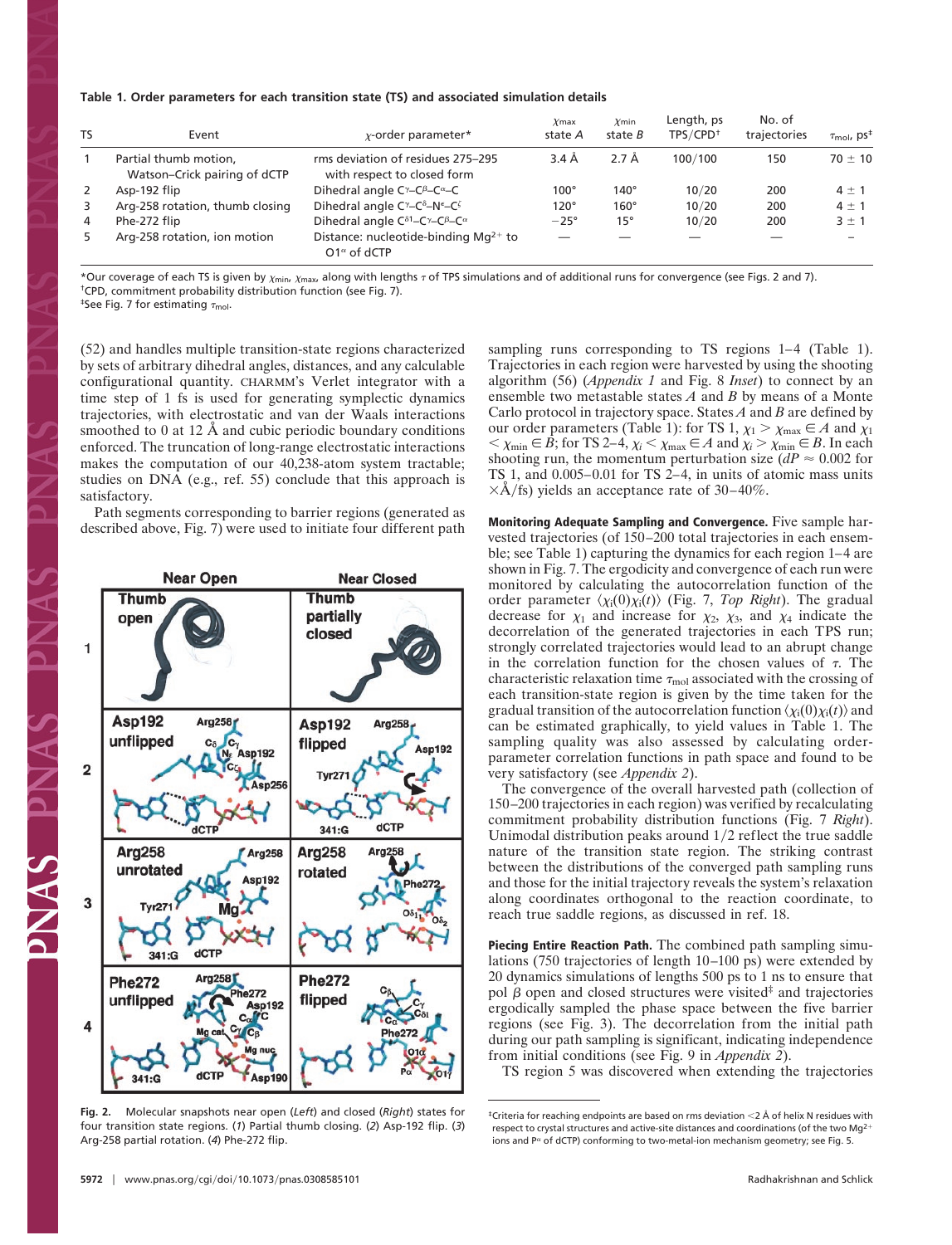**Table 1. Order parameters for each transition state (TS) and associated simulation details**

| TS | Event | $\chi$-order parameter* | $\chi_{max}$ state $A$ | $\chi_{min}$ state $B$ | Length, ps TPS/CPD[†] | No. of trajectories | $\tau_{mol}$, ps[‡] |
|---|---|---|---|---|---|---|---|
| 1 | Partial thumb motion, Watson–Crick pairing of dCTP | rms deviation of residues 275–295 with respect to closed form | 3.4 Å | 2.7 Å | 100/100 | 150 | 70 ± 10 |
| 2 | Asp-192 flip | Dihedral angle $C^{\gamma}$–$C^{\beta}$–$C^{\alpha}$–C | 100° | 140° | 10/20 | 200 | 4 ± 1 |
| 3 | Arg-258 rotation, thumb closing | Dihedral angle $C^{\gamma}$–$C^{\delta}$–$N^{\epsilon}$–$C^{\zeta}$ | 120° | 160° | 10/20 | 200 | 4 ± 1 |
| 4 | Phe-272 flip | Dihedral angle $C^{\delta 1}$–$C^{\gamma}$–$C^{\beta}$–$C^{\alpha}$ | −25° | 15° | 10/20 | 200 | 3 ± 1 |
| 5 | Arg-258 rotation, ion motion | Distance: nucleotide-binding $Mg^{2+}$ to $O1^{\alpha}$ of dCTP | — | — | — | — | – |

*Our coverage of each TS is given by $\chi_{min}$, $\chi_{max}$, along with lengths $\tau$ of TPS simulations and of additional runs for convergence (see Figs. 2 and 7).
[†]CPD, commitment probability distribution function (see Fig. 7).
[‡]See Fig. 7 for estimating $\tau_{mol}$.

(52) and handles multiple transition-state regions characterized by sets of arbitrary dihedral angles, distances, and any calculable configurational quantity. CHARMM's Verlet integrator with a time step of 1 fs is used for generating symplectic dynamics trajectories, with electrostatic and van der Waals interactions smoothed to 0 at 12 Å and cubic periodic boundary conditions enforced. The truncation of long-range electrostatic interactions makes the computation of our 40,238-atom system tractable; studies on DNA (e.g., ref. 55) conclude that this approach is satisfactory.

Path segments corresponding to barrier regions (generated as described above, Fig. 7) were used to initiate four different path sampling runs corresponding to TS regions 1–4 (Table 1). Trajectories in each region were harvested by using the shooting algorithm (56) (*Appendix 1* and Fig. 8 *Inset*) to connect by an ensemble two metastable states $A$ and $B$ by means of a Monte Carlo protocol in trajectory space. States $A$ and $B$ are defined by our order parameters (Table 1): for TS 1, $\chi_1 > \chi_{max} \in A$ and $\chi_1 < \chi_{min} \in B$; for TS 2–4, $\chi_i < \chi_{max} \in A$ and $\chi_i > \chi_{min} \in B$. In each shooting run, the momentum perturbation size ($dP \approx 0.002$ for TS 1, and 0.005–0.01 for TS 2–4, in units of atomic mass units ×Å/fs) yields an acceptance rate of 30–40%.

**Monitoring Adequate Sampling and Convergence.** Five sample harvested trajectories (of 150–200 total trajectories in each ensemble; see Table 1) capturing the dynamics for each region 1–4 are shown in Fig. 7. The ergodicity and convergence of each run were monitored by calculating the autocorrelation function of the order parameter $\langle \chi_i(0)\chi_i(t)\rangle$ (Fig. 7, *Top Right*). The gradual decrease for $\chi_1$ and increase for $\chi_2$, $\chi_3$, and $\chi_4$ indicate the decorrelation of the generated trajectories in each TPS run; strongly correlated trajectories would lead to an abrupt change in the correlation function for the chosen values of $\tau$. The characteristic relaxation time $\tau_{mol}$ associated with the crossing of each transition-state region is given by the time taken for the gradual transition of the autocorrelation function $\langle \chi_i(0)\chi_i(t)\rangle$ and can be estimated graphically, to yield values in Table 1. The sampling quality was also assessed by calculating order-parameter correlation functions in path space and found to be very satisfactory (see *Appendix 2*).

The convergence of the overall harvested path (collection of 150–200 trajectories in each region) was verified by recalculating commitment probability distribution functions (Fig. 7 *Right*). Unimodal distribution peaks around 1/2 reflect the true saddle nature of the transition state region. The striking contrast between the distributions of the converged path sampling runs and those for the initial trajectory reveals the system's relaxation along coordinates orthogonal to the reaction coordinate, to reach true saddle regions, as discussed in ref. 18.

**Piecing Entire Reaction Path.** The combined path sampling simulations (750 trajectories of length 10–100 ps) were extended by 20 dynamics simulations of lengths 500 ps to 1 ns to ensure that pol β open and closed structures were visited[‡] and trajectories ergodically sampled the phase space between the five barrier regions (see Fig. 3). The decorrelation from the initial path during our path sampling is significant, indicating independence from initial conditions (see Fig. 9 in *Appendix 2*).

TS region 5 was discovered when extending the trajectories

**Fig. 2.** Molecular snapshots near open (*Left*) and closed (*Right*) states for four transition state regions. (*1*) Partial thumb closing. (*2*) Asp-192 flip. (*3*) Arg-258 partial rotation. (*4*) Phe-272 flip.

[‡]Criteria for reaching endpoints are based on rms deviation <2 Å of helix N residues with respect to crystal structures and active-site distances and coordinations (of the two $Mg^{2+}$ ions and $P^{\alpha}$ of dCTP) conforming to two-metal-ion mechanism geometry; see Fig. 5.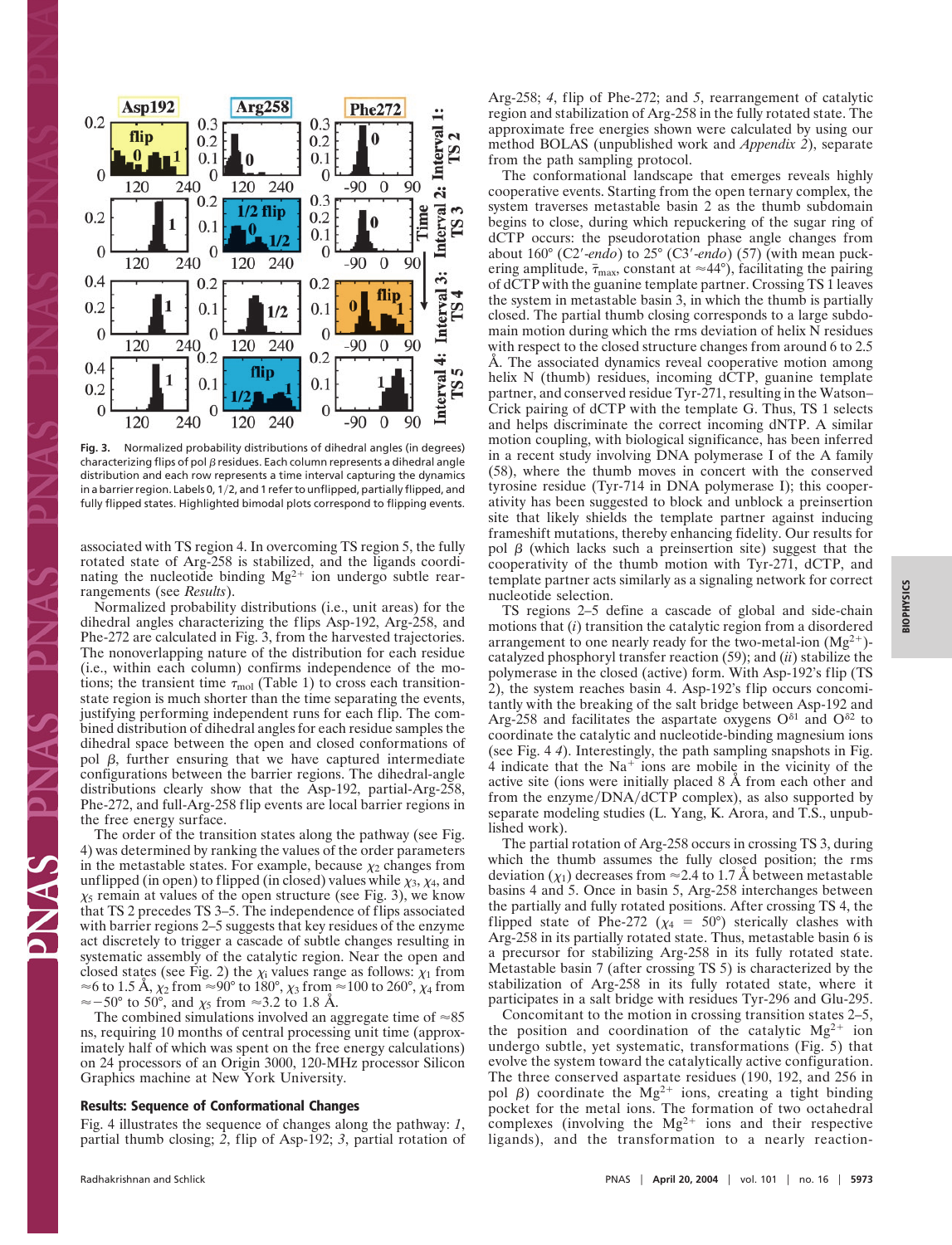Fig. 3. Normalized probability distributions of dihedral angles (in degrees) characterizing flips of pol β residues. Each column represents a dihedral angle distribution and each row represents a time interval capturing the dynamics in a barrier region. Labels 0, 1/2, and 1 refer to unflipped, partially flipped, and fully flipped states. Highlighted bimodal plots correspond to flipping events.

associated with TS region 4. In overcoming TS region 5, the fully rotated state of Arg-258 is stabilized, and the ligands coordinating the nucleotide binding $Mg^{2+}$ ion undergo subtle rearrangements (see *Results*).

Normalized probability distributions (i.e., unit areas) for the dihedral angles characterizing the flips Asp-192, Arg-258, and Phe-272 are calculated in Fig. 3, from the harvested trajectories. The nonoverlapping nature of the distribution for each residue (i.e., within each column) confirms independence of the motions; the transient time $\tau_{mol}$ (Table 1) to cross each transition-state region is much shorter than the time separating the events, justifying performing independent runs for each flip. The combined distribution of dihedral angles for each residue samples the dihedral space between the open and closed conformations of pol β, further ensuring that we have captured intermediate configurations between the barrier regions. The dihedral-angle distributions clearly show that the Asp-192, partial-Arg-258, Phe-272, and full-Arg-258 flip events are local barrier regions in the free energy surface.

The order of the transition states along the pathway (see Fig. 4) was determined by ranking the values of the order parameters in the metastable states. For example, because $\chi_2$ changes from unflipped (in open) to flipped (in closed) values while $\chi_3$, $\chi_4$, and $\chi_5$ remain at values of the open structure (see Fig. 3), we know that TS 2 precedes TS 3–5. The independence of flips associated with barrier regions 2–5 suggests that key residues of the enzyme act discretely to trigger a cascade of subtle changes resulting in systematic assembly of the catalytic region. Near the open and closed states (see Fig. 2) the $\chi_i$ values range as follows: $\chi_1$ from ≈6 to 1.5 Å, $\chi_2$ from ≈90° to 180°, $\chi_3$ from ≈100 to 260°, $\chi_4$ from ≈−50° to 50°, and $\chi_5$ from ≈3.2 to 1.8 Å.

The combined simulations involved an aggregate time of ≈85 ns, requiring 10 months of central processing unit time (approximately half of which was spent on the free energy calculations) on 24 processors of an Origin 3000, 120-MHz processor Silicon Graphics machine at New York University.

## Results: Sequence of Conformational Changes

Fig. 4 illustrates the sequence of changes along the pathway: *1*, partial thumb closing; *2*, flip of Asp-192; *3*, partial rotation of Arg-258; *4*, flip of Phe-272; and *5*, rearrangement of catalytic region and stabilization of Arg-258 in the fully rotated state. The approximate free energies shown were calculated by using our method BOLAS (unpublished work and *Appendix 2*), separate from the path sampling protocol.

The conformational landscape that emerges reveals highly cooperative events. Starting from the open ternary complex, the system traverses metastable basin 2 as the thumb subdomain begins to close, during which repuckering of the sugar ring of dCTP occurs: the pseudorotation phase angle changes from about 160° (C2′-*endo*) to 25° (C3′-*endo*) (57) (with mean puckering amplitude, $\bar{\tau}_{max}$, constant at ≈44°), facilitating the pairing of dCTP with the guanine template partner. Crossing TS 1 leaves the system in metastable basin 3, in which the thumb is partially closed. The partial thumb closing corresponds to a large subdomain motion during which the rms deviation of helix N residues with respect to the closed structure changes from around 6 to 2.5 Å. The associated dynamics reveal cooperative motion among helix N (thumb) residues, incoming dCTP, guanine template partner, and conserved residue Tyr-271, resulting in the Watson–Crick pairing of dCTP with the template G. Thus, TS 1 selects and helps discriminate the correct incoming dNTP. A similar motion coupling, with biological significance, has been inferred in a recent study involving DNA polymerase I of the A family (58), where the thumb moves in concert with the conserved tyrosine residue (Tyr-714 in DNA polymerase I); this cooperativity has been suggested to block and unblock a preinsertion site that likely shields the template partner against inducing frameshift mutations, thereby enhancing fidelity. Our results for pol β (which lacks such a preinsertion site) suggest that the cooperativity of the thumb motion with Tyr-271, dCTP, and template partner acts similarly as a signaling network for correct nucleotide selection.

TS regions 2–5 define a cascade of global and side-chain motions that (*i*) transition the catalytic region from a disordered arrangement to one nearly ready for the two-metal-ion ($Mg^{2+}$)-catalyzed phosphoryl transfer reaction (59); and (*ii*) stabilize the polymerase in the closed (active) form. With Asp-192's flip (TS 2), the system reaches basin 4. Asp-192's flip occurs concomitantly with the breaking of the salt bridge between Asp-192 and Arg-258 and facilitates the aspartate oxygens $O^{\delta 1}$ and $O^{\delta 2}$ to coordinate the catalytic and nucleotide-binding magnesium ions (see Fig. 4 *4*). Interestingly, the path sampling snapshots in Fig. 4 indicate that the $Na^+$ ions are mobile in the vicinity of the active site (ions were initially placed 8 Å from each other and from the enzyme/DNA/dCTP complex), as also supported by separate modeling studies (L. Yang, K. Arora, and T.S., unpublished work).

The partial rotation of Arg-258 occurs in crossing TS 3, during which the thumb assumes the fully closed position; the rms deviation ($\chi_1$) decreases from ≈2.4 to 1.7 Å between metastable basins 4 and 5. Once in basin 5, Arg-258 interchanges between the partially and fully rotated positions. After crossing TS 4, the flipped state of Phe-272 ($\chi_4$ = 50°) sterically clashes with Arg-258 in its partially rotated state. Thus, metastable basin 6 is a precursor for stabilizing Arg-258 in its fully rotated state. Metastable basin 7 (after crossing TS 5) is characterized by the stabilization of Arg-258 in its fully rotated state, where it participates in a salt bridge with residues Tyr-296 and Glu-295.

Concomitant to the motion in crossing transition states 2–5, the position and coordination of the catalytic $Mg^{2+}$ ion undergo subtle, yet systematic, transformations (Fig. 5) that evolve the system toward the catalytically active configuration. The three conserved aspartate residues (190, 192, and 256 in pol β) coordinate the $Mg^{2+}$ ions, creating a tight binding pocket for the metal ions. The formation of two octahedral complexes (involving the $Mg^{2+}$ ions and their respective ligands), and the transformation to a nearly reaction-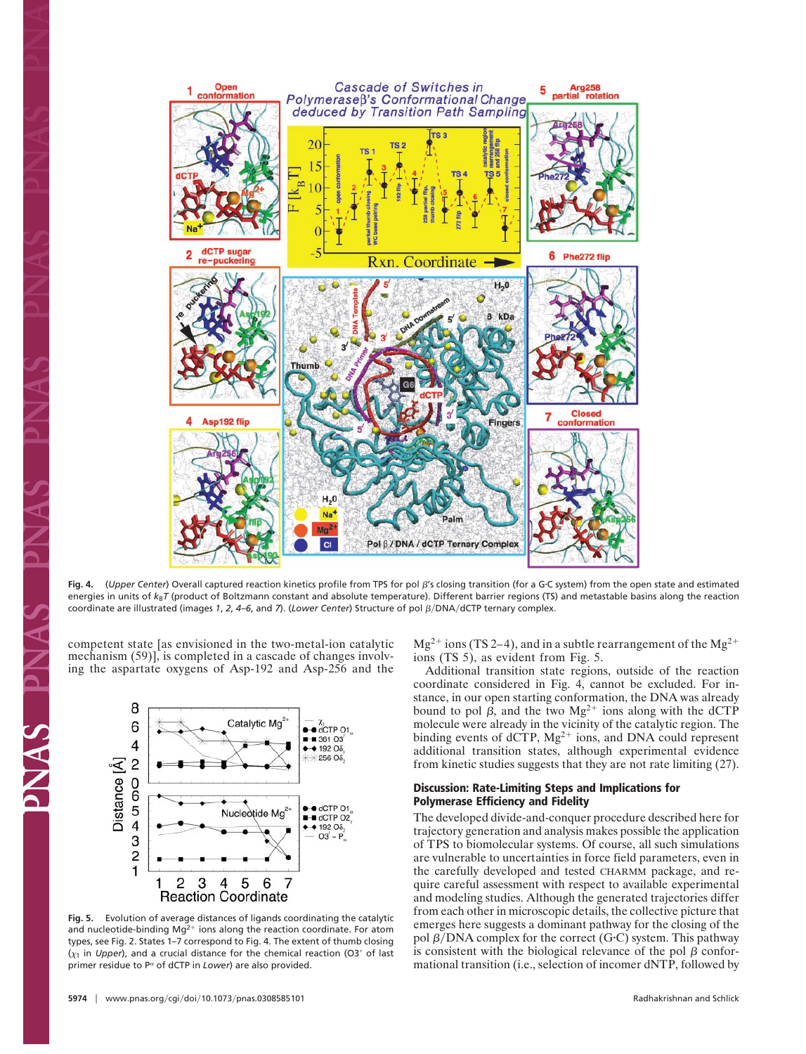**Fig. 4.** (*Upper Center*) Overall captured reaction kinetics profile from TPS for pol β's closing transition (for a G·C system) from the open state and estimated energies in units of $k_BT$ (product of Boltzmann constant and absolute temperature). Different barrier regions (TS) and metastable basins along the reaction coordinate are illustrated (images *1*, *2*, *4–6*, and *7*). (*Lower Center*) Structure of pol β/DNA/dCTP ternary complex.

competent state [as envisioned in the two-metal-ion catalytic mechanism (59)], is completed in a cascade of changes involving the aspartate oxygens of Asp-192 and Asp-256 and the $Mg^{2+}$ ions (TS 2–4), and in a subtle rearrangement of the $Mg^{2+}$ ions (TS 5), as evident from Fig. 5.

**Fig. 5.** Evolution of average distances of ligands coordinating the catalytic and nucleotide-binding $Mg^{2+}$ ions along the reaction coordinate. For atom types, see Fig. 2. States 1–7 correspond to Fig. 4. The extent of thumb closing ($\chi_1$ in *Upper*), and a crucial distance for the chemical reaction (O3′ of last primer residue to $P^{\alpha}$ of dCTP in *Lower*) are also provided.

Additional transition state regions, outside of the reaction coordinate considered in Fig. 4, cannot be excluded. For instance, in our open starting conformation, the DNA was already bound to pol β, and the two $Mg^{2+}$ ions along with the dCTP molecule were already in the vicinity of the catalytic region. The binding events of dCTP, $Mg^{2+}$ ions, and DNA could represent additional transition states, although experimental evidence from kinetic studies suggests that they are not rate limiting (27).

## Discussion: Rate-Limiting Steps and Implications for Polymerase Efficiency and Fidelity

The developed divide-and-conquer procedure described here for trajectory generation and analysis makes possible the application of TPS to biomolecular systems. Of course, all such simulations are vulnerable to uncertainties in force field parameters, even in the carefully developed and tested CHARMM package, and require careful assessment with respect to available experimental and modeling studies. Although the generated trajectories differ from each other in microscopic details, the collective picture that emerges here suggests a dominant pathway for the closing of the pol β/DNA complex for the correct (G·C) system. This pathway is consistent with the biological relevance of the pol β conformational transition (i.e., selection of incomer dNTP, followed by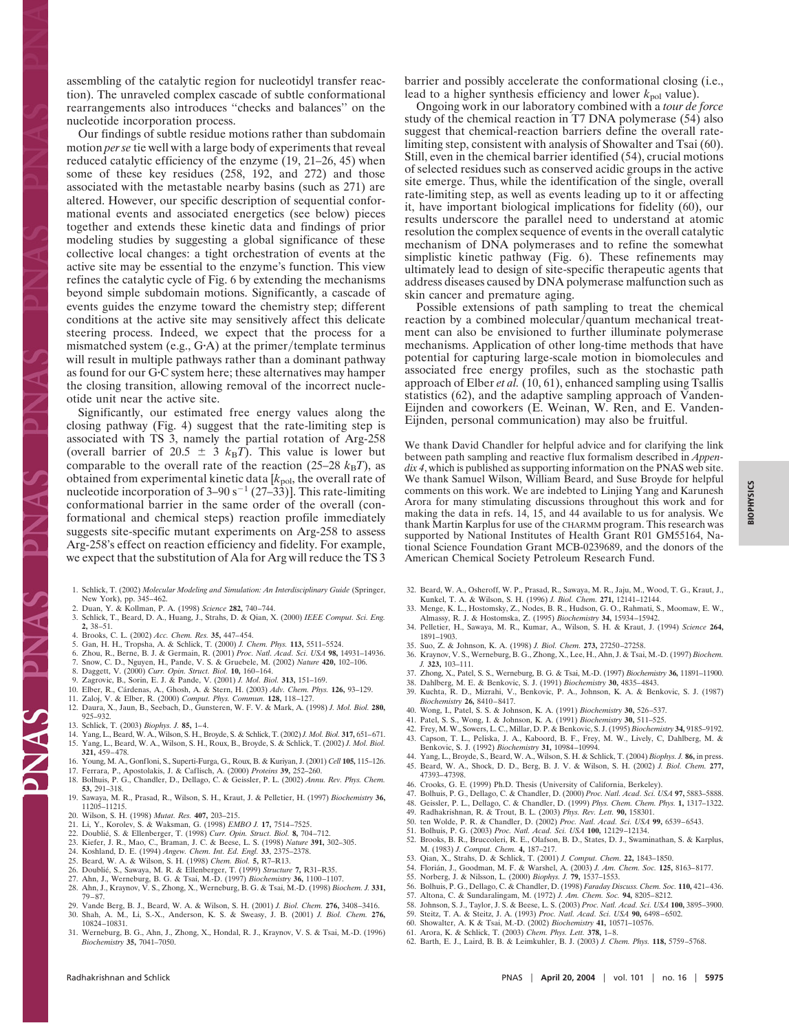assembling of the catalytic region for nucleotidyl transfer reaction). The unraveled complex cascade of subtle conformational rearrangements also introduces "checks and balances" on the nucleotide incorporation process.

Our findings of subtle residue motions rather than subdomain motion *per se* tie well with a large body of experiments that reveal reduced catalytic efficiency of the enzyme (19, 21–26, 45) when some of these key residues (258, 192, and 272) and those associated with the metastable nearby basins (such as 271) are altered. However, our specific description of sequential conformational events and associated energetics (see below) pieces together and extends these kinetic data and findings of prior modeling studies by suggesting a global significance of these collective local changes: a tight orchestration of events at the active site may be essential to the enzyme's function. This view refines the catalytic cycle of Fig. 6 by extending the mechanisms beyond simple subdomain motions. Significantly, a cascade of events guides the enzyme toward the chemistry step; different conditions at the active site may sensitively affect this delicate steering process. Indeed, we expect that the process for a mismatched system (e.g., G·A) at the primer/template terminus will result in multiple pathways rather than a dominant pathway as found for our G·C system here; these alternatives may hamper the closing transition, allowing removal of the incorrect nucleotide unit near the active site.

Significantly, our estimated free energy values along the closing pathway (Fig. 4) suggest that the rate-limiting step is associated with TS 3, namely the partial rotation of Arg-258 (overall barrier of $20.5 \pm 3\ k_BT$). This value is lower but comparable to the overall rate of the reaction ($25–28\ k_BT$), as obtained from experimental kinetic data [$k_{pol}$, the overall rate of nucleotide incorporation of $3–90\ s^{-1}$ (27–33)]. This rate-limiting conformational barrier in the same order of the overall (conformational and chemical steps) reaction profile immediately suggests site-specific mutant experiments on Arg-258 to assess Arg-258's effect on reaction efficiency and fidelity. For example, we expect that the substitution of Ala for Arg will reduce the TS 3 barrier and possibly accelerate the conformational closing (i.e., lead to a higher synthesis efficiency and lower $k_{pol}$ value).

Ongoing work in our laboratory combined with a *tour de force* study of the chemical reaction in T7 DNA polymerase (54) also suggest that chemical-reaction barriers define the overall rate-limiting step, consistent with analysis of Showalter and Tsai (60). Still, even in the chemical barrier identified (54), crucial motions of selected residues such as conserved acidic groups in the active site emerge. Thus, while the identification of the single, overall rate-limiting step, as well as events leading up to it or affecting it, have important biological implications for fidelity (60), our results underscore the parallel need to understand at atomic resolution the complex sequence of events in the overall catalytic mechanism of DNA polymerases and to refine the somewhat simplistic kinetic pathway (Fig. 6). These refinements may ultimately lead to design of site-specific therapeutic agents that address diseases caused by DNA polymerase malfunction such as skin cancer and premature aging.

Possible extensions of path sampling to treat the chemical reaction by a combined molecular/quantum mechanical treatment can also be envisioned to further illuminate polymerase mechanisms. Application of other long-time methods that have potential for capturing large-scale motion in biomolecules and associated free energy profiles, such as the stochastic path approach of Elber *et al.* (10, 61), enhanced sampling using Tsallis statistics (62), and the adaptive sampling approach of Vanden-Eijnden and coworkers (E. Weinan, W. Ren, and E. Vanden-Eijnden, personal communication) may also be fruitful.

We thank David Chandler for helpful advice and for clarifying the link between path sampling and reactive flux formalism described in *Appendix 4*, which is published as supporting information on the PNAS web site. We thank Samuel Wilson, William Beard, and Suse Broyde for helpful comments on this work. We are indebted to Linjing Yang and Karunesh Arora for many stimulating discussions throughout this work and for making the data in refs. 14, 15, and 44 available to us for analysis. We thank Martin Karplus for use of the CHARMM program. This research was supported by National Institutes of Health Grant R01 GM55164, National Science Foundation Grant MCB-0239689, and the donors of the American Chemical Society Petroleum Research Fund.

1. Schlick, T. (2002) *Molecular Modeling and Simulation: An Interdisciplinary Guide* (Springer, New York), pp. 345–462.
2. Duan, Y. & Kollman, P. A. (1998) *Science* **282,** 740–744.
3. Schlick, T., Beard, D. A., Huang, J., Strahs, D. & Qian, X. (2000) *IEEE Comput. Sci. Eng.* **2,** 38–51.
4. Brooks, C. L. (2002) *Acc. Chem. Res.* **35,** 447–454.
5. Gan, H. H., Tropsha, A. & Schlick, T. (2000) *J. Chem. Phys.* **113,** 5511–5524.
6. Zhou, R., Berne, B. J. & Germain, R. (2001) *Proc. Natl. Acad. Sci. USA* **98,** 14931–14936.
7. Snow, C. D., Nguyen, H., Pande, V. S. & Gruebele, M. (2002) *Nature* **420,** 102–106.
8. Daggett, V. (2000) *Curr. Opin. Struct. Biol.* **10,** 160–164.
9. Zagrovic, B., Sorin, E. J. & Pande, V. (2001) *J. Mol. Biol.* **313,** 151–169.
10. Elber, R., Cárdenas, A., Ghosh, A. & Stern, H. (2003) *Adv. Chem. Phys.* **126,** 93–129.
11. Zaloj, V. & Elber, R. (2000) *Comput. Phys. Commun.* **128,** 118–127.
12. Daura, X., Jaun, B., Seebach, D., Gunsteren, W. F. V. & Mark, A. (1998) *J. Mol. Biol.* **280,** 925–932.
13. Schlick, T. (2003) *Biophys. J.* **85,** 1–4.
14. Yang, L., Beard, W. A., Wilson, S. H., Broyde, S. & Schlick, T. (2002) *J. Mol. Biol.* **317,** 651–671.
15. Yang, L., Beard, W. A., Wilson, S. H., Roux, B., Broyde, S. & Schlick, T. (2002) *J. Mol. Biol.* **321,** 459–478.
16. Young, M. A., Gonfloni, S., Superti-Furga, G., Roux, B. & Kuriyan, J. (2001) *Cell* **105,** 115–126.
17. Ferrara, P., Apostolakis, J. & Caflisch, A. (2000) *Proteins* **39,** 252–260.
18. Bolhuis, P. G., Chandler, D., Dellago, C. & Geissler, P. L. (2002) *Annu. Rev. Phys. Chem.* **53,** 291–318.
19. Sawaya, M. R., Prasad, R., Wilson, S. H., Kraut, J. & Pelletier, H. (1997) *Biochemistry* **36,** 11205–11215.
20. Wilson, S. H. (1998) *Mutat. Res.* **407,** 203–215.
21. Li, Y., Korolev, S. & Waksman, G. (1998) *EMBO J.* **17,** 7514–7525.
22. Doublié, S. & Ellenberger, T. (1998) *Curr. Opin. Struct. Biol.* **8,** 704–712.
23. Kiefer, J. R., Mao, C., Braman, J. C. & Beese, L. S. (1998) *Nature* **391,** 302–305.
24. Koshland, D. E. (1994) *Angew. Chem. Int. Ed. Engl.* **33,** 2375–2378.
25. Beard, W. A. & Wilson, S. H. (1998) *Chem. Biol.* **5,** R7–R13.
26. Doublié, S., Sawaya, M. R. & Ellenberger, T. (1999) *Structure* **7,** R31–R35.
27. Ahn, J., Werneburg, B. G. & Tsai, M.-D. (1997) *Biochemistry* **36,** 1100–1107.
28. Ahn, J., Kraynov, V. S., Zhong, X., Werneburg, B. G. & Tsai, M.-D. (1998) *Biochem. J.* **331,** 79–87.
29. Vande Berg, B. J., Beard, W. A. & Wilson, S. H. (2001) *J. Biol. Chem.* **276,** 3408–3416.
30. Shah, A. M., Li, S.-X., Anderson, K. S. & Sweasy, J. B. (2001) *J. Biol. Chem.* **276,** 10824–10831.
31. Werneburg, B. G., Ahn, J., Zhong, X., Hondal, R. J., Kraynov, V. S. & Tsai, M.-D. (1996) *Biochemistry* **35,** 7041–7050.
32. Beard, W. A., Osheroff, W. P., Prasad, R., Sawaya, M. R., Jaju, M., Wood, T. G., Kraut, J., Kunkel, T. A. & Wilson, S. H. (1996) *J. Biol. Chem.* **271,** 12141–12144.
33. Menge, K. L., Hostomsky, Z., Nodes, B. R., Hudson, G. O., Rahmati, S., Moomaw, E. W., Almassy, R. J. & Hostomska, Z. (1995) *Biochemistry* **34,** 15934–15942.
34. Pelletier, H., Sawaya, M. R., Kumar, A., Wilson, S. H. & Kraut, J. (1994) *Science* **264,** 1891–1903.
35. Suo, Z. & Johnson, K. A. (1998) *J. Biol. Chem.* **273,** 27250–27258.
36. Kraynov, V. S., Werneburg, B. G., Zhong, X., Lee, H., Ahn, J. & Tsai, M.-D. (1997) *Biochem. J.* **323,** 103–111.
37. Zhong, X., Patel, S. S., Werneburg, B. G. & Tsai, M.-D. (1997) *Biochemistry* **36,** 11891–11900.
38. Dahlberg, M. E. & Benkovic, S. J. (1991) *Biochemistry* **30,** 4835–4843.
39. Kuchta, R. D., Mizrahi, V., Benkovic, P. A., Johnson, K. A. & Benkovic, S. J. (1987) *Biochemistry* **26,** 8410–8417.
40. Wong, I., Patel, S. S. & Johnson, K. A. (1991) *Biochemistry* **30,** 526–537.
41. Patel, S. S., Wong, I. & Johnson, K. A. (1991) *Biochemistry* **30,** 511–525.
42. Frey, M. W., Sowers, L. C., Millar, D. P. & Benkovic, S. J. (1995) *Biochemistry* **34,** 9185–9192.
43. Capson, T. L., Peliska, J. A., Kaboord, B. F., Frey, M. W., Lively, C, Dahlberg, M. & Benkovic, S. J. (1992) *Biochemistry* **31,** 10984–10994.
44. Yang, L., Broyde, S., Beard, W. A., Wilson, S. H. & Schlick, T. (2004) *Biophys. J.* **86,** in press.
45. Beard, W. A., Shock, D. D., Berg, B. J. V. & Wilson, S. H. (2002) *J. Biol. Chem.* **277,** 47393–47398.
46. Crooks, G. E. (1999) Ph.D. Thesis (University of California, Berkeley).
47. Bolhuis, P. G., Dellago, C. & Chandler, D. (2000) *Proc. Natl. Acad. Sci. USA* **97,** 5883–5888.
48. Geissler, P. L., Dellago, C. & Chandler, D. (1999) *Phys. Chem. Chem. Phys.* **1,** 1317–1322.
49. Radhakrishnan, R. & Trout, B. L. (2003) *Phys. Rev. Lett.* **90,** 158301.
50. ten Wolde, P. R. & Chandler, D. (2002) *Proc. Natl. Acad. Sci. USA* **99,** 6539–6543.
51. Bolhuis, P. G. (2003) *Proc. Natl. Acad. Sci. USA* **100,** 12129–12134.
52. Brooks, B. R., Bruccoleri, R. E., Olafson, B. D., States, D. J., Swaminathan, S. & Karplus, M. (1983) *J. Comput. Chem.* **4,** 187–217.
53. Qian, X., Strahs, D. & Schlick, T. (2001) *J. Comput. Chem.* **22,** 1843–1850.
54. Florián, J., Goodman, M. F. & Warshel, A. (2003) *J. Am. Chem. Soc.* **125,** 8163–8177.
55. Norberg, J. & Nilsson, L. (2000) *Biophys. J.* **79,** 1537–1553.
56. Bolhuis, P. G., Dellago, C. & Chandler, D. (1998) *Faraday Discuss. Chem. Soc.* **110,** 421–436.
57. Altona, C. & Sundaralingam, M. (1972) *J. Am. Chem. Soc.* **94,** 8205–8212.
58. Johnson, S. J., Taylor, J. S. & Beese, L. S. (2003) *Proc. Natl. Acad. Sci. USA* **100,** 3895–3900.
59. Steitz, T. A. & Steitz, J. A. (1993) *Proc. Natl. Acad. Sci. USA* **90,** 6498–6502.
60. Showalter, A. K & Tsai, M.-D. (2002) *Biochemistry* **41,** 10571–10576.
61. Arora, K. & Schlick, T. (2003) *Chem. Phys. Lett.* **378,** 1–8.
62. Barth, E. J., Laird, B. B. & Leimkuhler, B. J. (2003) *J. Chem. Phys.* **118,** 5759–5768.